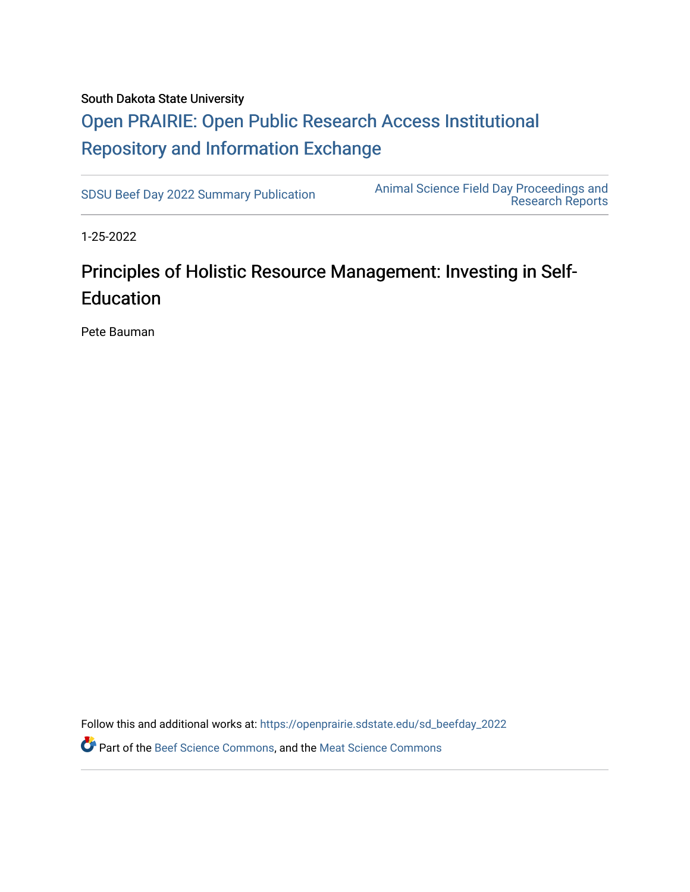South Dakota State University

# Open PRAIRIE: Open Public Research Access Institutional Repository and Information Exchange

SDSU Beef Day 2022 Summary Publication

Animal Science Field Day Proceedings and Research Reports

1-25-2022

## Principles of Holistic Resource Management: Investing in Self-Education

Pete Bauman

Follow this and additional works at: https://openprairie.sdstate.edu/sd_beefday_2022

Part of the Beef Science Commons, and the Meat Science Commons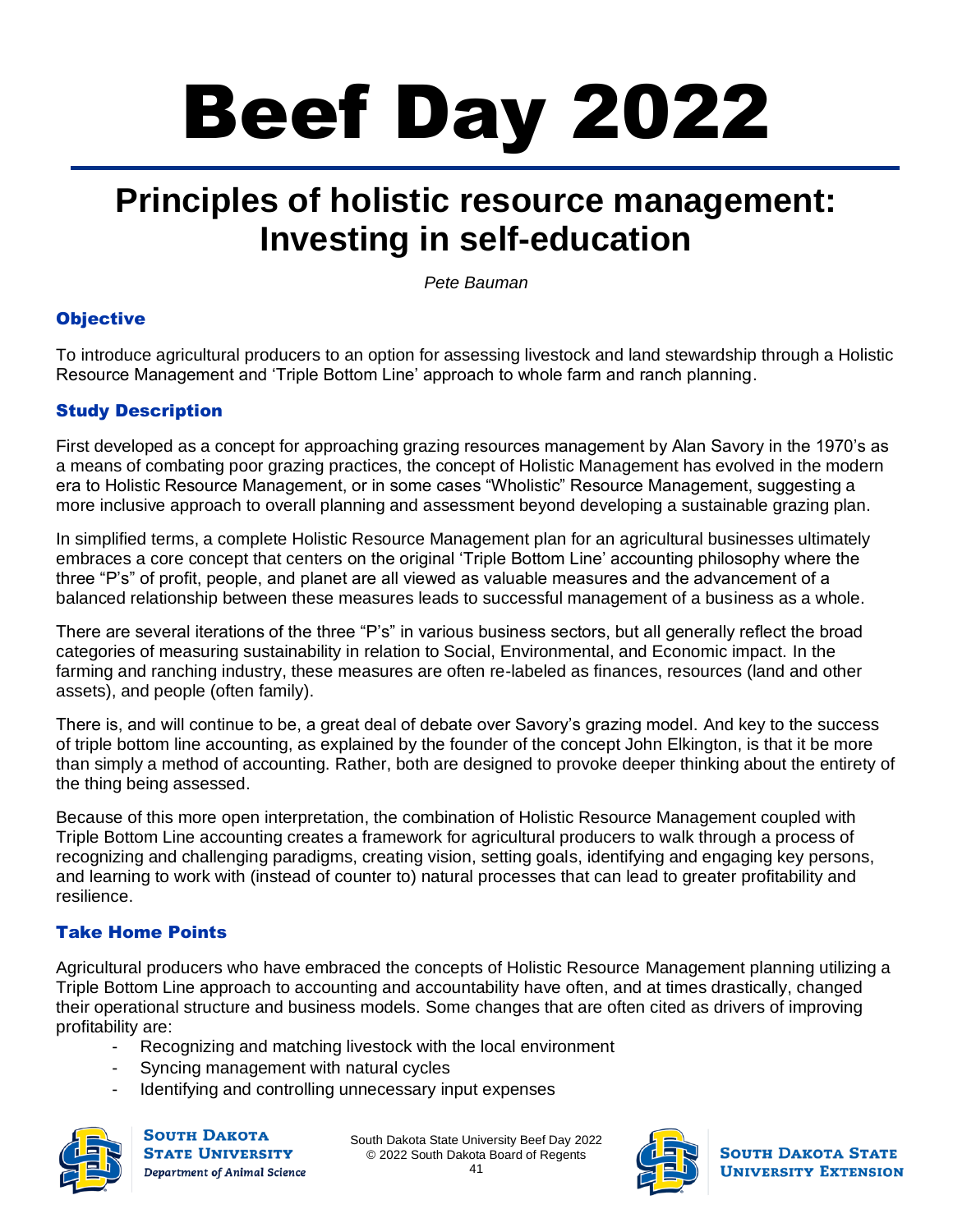# Beef Day 2022

## Principles of holistic resource management: Investing in self-education

*Pete Bauman*

### Objective

To introduce agricultural producers to an option for assessing livestock and land stewardship through a Holistic Resource Management and 'Triple Bottom Line' approach to whole farm and ranch planning.

### Study Description

First developed as a concept for approaching grazing resources management by Alan Savory in the 1970's as a means of combating poor grazing practices, the concept of Holistic Management has evolved in the modern era to Holistic Resource Management, or in some cases "Wholistic" Resource Management, suggesting a more inclusive approach to overall planning and assessment beyond developing a sustainable grazing plan.

In simplified terms, a complete Holistic Resource Management plan for an agricultural businesses ultimately embraces a core concept that centers on the original 'Triple Bottom Line' accounting philosophy where the three "P's" of profit, people, and planet are all viewed as valuable measures and the advancement of a balanced relationship between these measures leads to successful management of a business as a whole.

There are several iterations of the three "P's" in various business sectors, but all generally reflect the broad categories of measuring sustainability in relation to Social, Environmental, and Economic impact. In the farming and ranching industry, these measures are often re-labeled as finances, resources (land and other assets), and people (often family).

There is, and will continue to be, a great deal of debate over Savory's grazing model. And key to the success of triple bottom line accounting, as explained by the founder of the concept John Elkington, is that it be more than simply a method of accounting. Rather, both are designed to provoke deeper thinking about the entirety of the thing being assessed.

Because of this more open interpretation, the combination of Holistic Resource Management coupled with Triple Bottom Line accounting creates a framework for agricultural producers to walk through a process of recognizing and challenging paradigms, creating vision, setting goals, identifying and engaging key persons, and learning to work with (instead of counter to) natural processes that can lead to greater profitability and resilience.

### Take Home Points

Agricultural producers who have embraced the concepts of Holistic Resource Management planning utilizing a Triple Bottom Line approach to accounting and accountability have often, and at times drastically, changed their operational structure and business models. Some changes that are often cited as drivers of improving profitability are:

- Recognizing and matching livestock with the local environment
- Syncing management with natural cycles
- Identifying and controlling unnecessary input expenses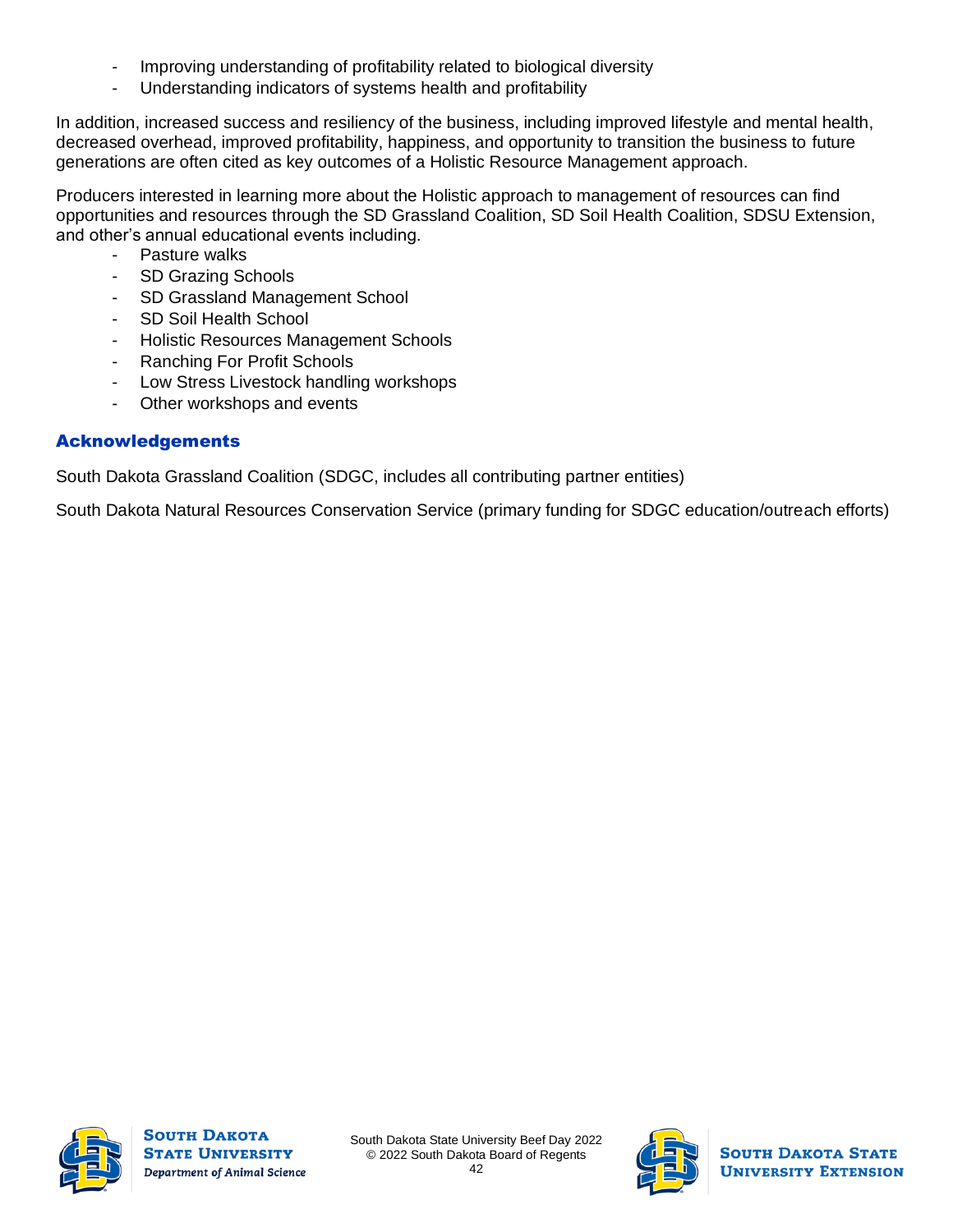- Improving understanding of profitability related to biological diversity
- Understanding indicators of systems health and profitability

In addition, increased success and resiliency of the business, including improved lifestyle and mental health, decreased overhead, improved profitability, happiness, and opportunity to transition the business to future generations are often cited as key outcomes of a Holistic Resource Management approach.

Producers interested in learning more about the Holistic approach to management of resources can find opportunities and resources through the SD Grassland Coalition, SD Soil Health Coalition, SDSU Extension, and other's annual educational events including.

- Pasture walks
- SD Grazing Schools
- SD Grassland Management School
- SD Soil Health School
- Holistic Resources Management Schools
- Ranching For Profit Schools
- Low Stress Livestock handling workshops
- Other workshops and events

## Acknowledgements

South Dakota Grassland Coalition (SDGC, includes all contributing partner entities)

South Dakota Natural Resources Conservation Service (primary funding for SDGC education/outreach efforts)